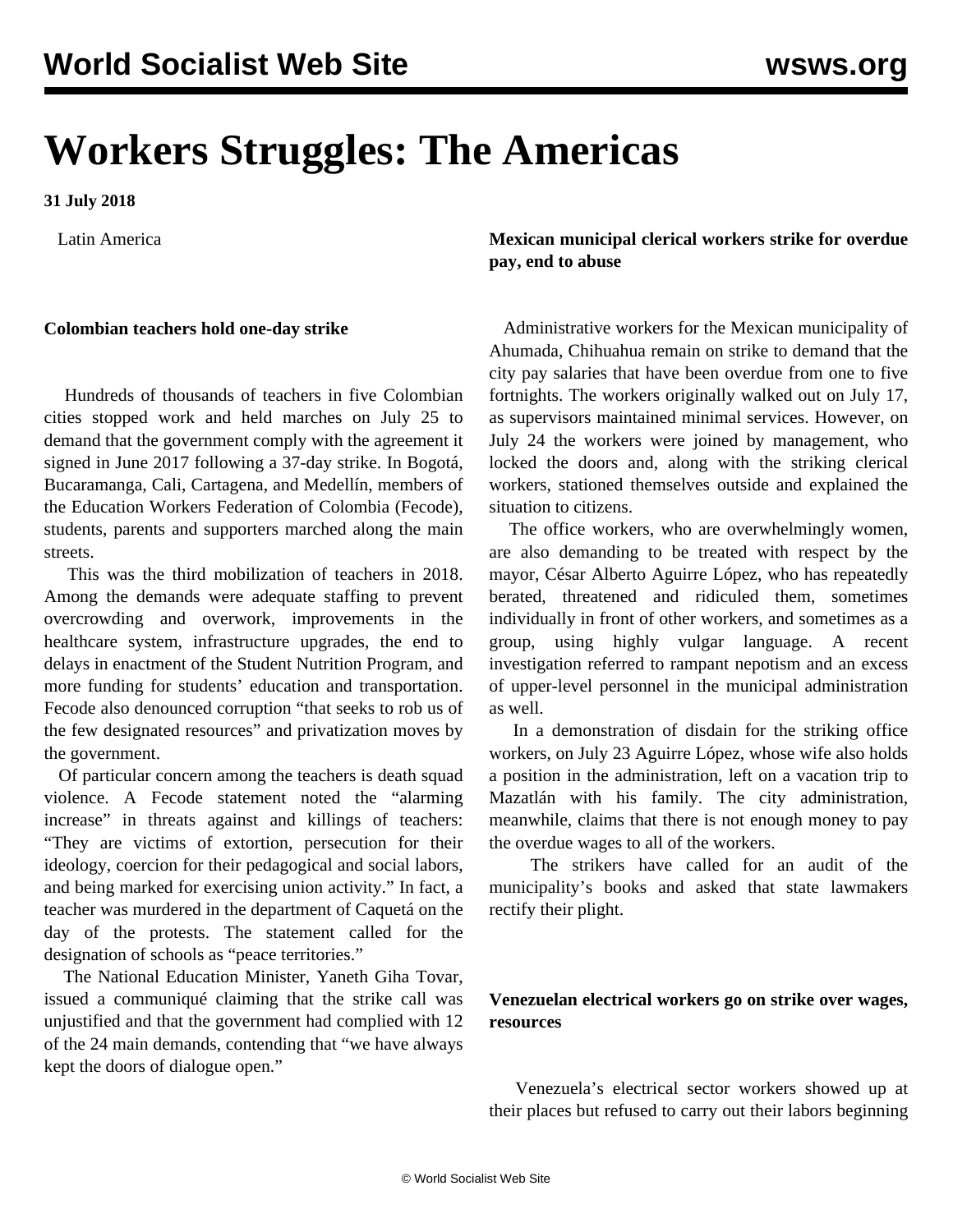# Workers Struggles: The Americas

**31 July 2018**

Latin America

**Colombian teachers hold one-day strike**

Hundreds of thousands of teachers in five Colombian cities stopped work and held marches on July 25 to demand that the government comply with the agreement it signed in June 2017 following a 37-day strike. In Bogotá, Bucaramanga, Cali, Cartagena, and Medellín, members of the Education Workers Federation of Colombia (Fecode), students, parents and supporters marched along the main streets.

This was the third mobilization of teachers in 2018. Among the demands were adequate staffing to prevent overcrowding and overwork, improvements in the healthcare system, infrastructure upgrades, the end to delays in enactment of the Student Nutrition Program, and more funding for students' education and transportation. Fecode also denounced corruption "that seeks to rob us of the few designated resources" and privatization moves by the government.

Of particular concern among the teachers is death squad violence. A Fecode statement noted the "alarming increase" in threats against and killings of teachers: "They are victims of extortion, persecution for their ideology, coercion for their pedagogical and social labors, and being marked for exercising union activity." In fact, a teacher was murdered in the department of Caquetá on the day of the protests. The statement called for the designation of schools as "peace territories."

The National Education Minister, Yaneth Giha Tovar, issued a communiqué claiming that the strike call was unjustified and that the government had complied with 12 of the 24 main demands, contending that "we have always kept the doors of dialogue open."

**Mexican municipal clerical workers strike for overdue pay, end to abuse**

Administrative workers for the Mexican municipality of Ahumada, Chihuahua remain on strike to demand that the city pay salaries that have been overdue from one to five fortnights. The workers originally walked out on July 17, as supervisors maintained minimal services. However, on July 24 the workers were joined by management, who locked the doors and, along with the striking clerical workers, stationed themselves outside and explained the situation to citizens.

The office workers, who are overwhelmingly women, are also demanding to be treated with respect by the mayor, César Alberto Aguirre López, who has repeatedly berated, threatened and ridiculed them, sometimes individually in front of other workers, and sometimes as a group, using highly vulgar language. A recent investigation referred to rampant nepotism and an excess of upper-level personnel in the municipal administration as well.

In a demonstration of disdain for the striking office workers, on July 23 Aguirre López, whose wife also holds a position in the administration, left on a vacation trip to Mazatlán with his family. The city administration, meanwhile, claims that there is not enough money to pay the overdue wages to all of the workers.

The strikers have called for an audit of the municipality's books and asked that state lawmakers rectify their plight.

**Venezuelan electrical workers go on strike over wages, resources**

Venezuela's electrical sector workers showed up at their places but refused to carry out their labors beginning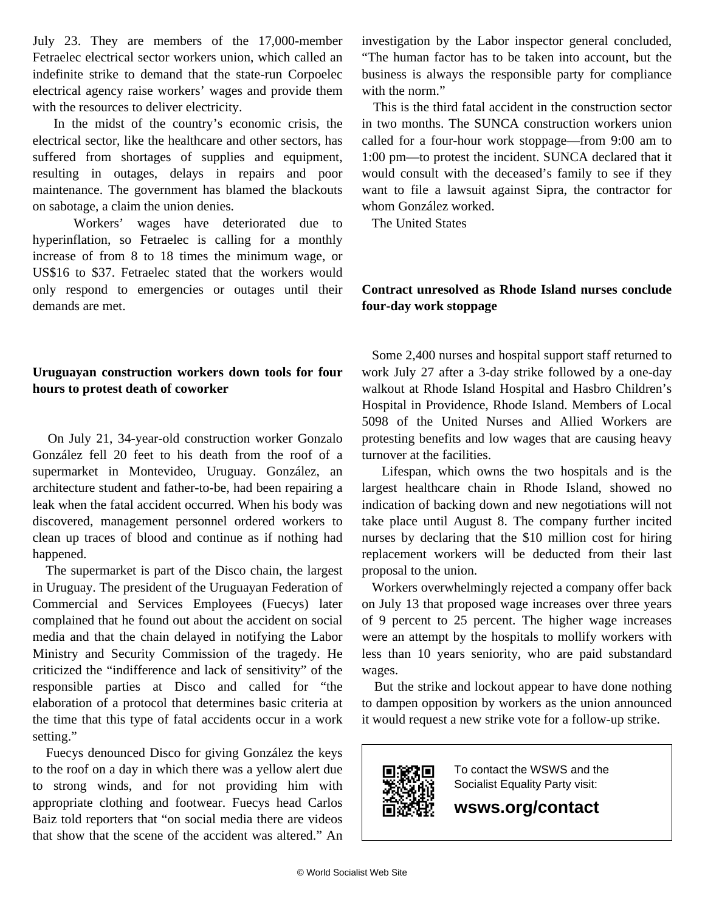July 23. They are members of the 17,000-member Fetraelec electrical sector workers union, which called an indefinite strike to demand that the state-run Corpoelec electrical agency raise workers' wages and provide them with the resources to deliver electricity.

In the midst of the country's economic crisis, the electrical sector, like the healthcare and other sectors, has suffered from shortages of supplies and equipment, resulting in outages, delays in repairs and poor maintenance. The government has blamed the blackouts on sabotage, a claim the union denies.

Workers' wages have deteriorated due to hyperinflation, so Fetraelec is calling for a monthly increase of from 8 to 18 times the minimum wage, or US$16 to $37. Fetraelec stated that the workers would only respond to emergencies or outages until their demands are met.

**Uruguayan construction workers down tools for four hours to protest death of coworker**

On July 21, 34-year-old construction worker Gonzalo González fell 20 feet to his death from the roof of a supermarket in Montevideo, Uruguay. González, an architecture student and father-to-be, had been repairing a leak when the fatal accident occurred. When his body was discovered, management personnel ordered workers to clean up traces of blood and continue as if nothing had happened.

The supermarket is part of the Disco chain, the largest in Uruguay. The president of the Uruguayan Federation of Commercial and Services Employees (Fuecys) later complained that he found out about the accident on social media and that the chain delayed in notifying the Labor Ministry and Security Commission of the tragedy. He criticized the "indifference and lack of sensitivity" of the responsible parties at Disco and called for "the elaboration of a protocol that determines basic criteria at the time that this type of fatal accidents occur in a work setting."

Fuecys denounced Disco for giving González the keys to the roof on a day in which there was a yellow alert due to strong winds, and for not providing him with appropriate clothing and footwear. Fuecys head Carlos Baiz told reporters that "on social media there are videos that show that the scene of the accident was altered." An investigation by the Labor inspector general concluded, "The human factor has to be taken into account, but the business is always the responsible party for compliance with the norm."

This is the third fatal accident in the construction sector in two months. The SUNCA construction workers union called for a four-hour work stoppage—from 9:00 am to 1:00 pm—to protest the incident. SUNCA declared that it would consult with the deceased's family to see if they want to file a lawsuit against Sipra, the contractor for whom González worked.

The United States

**Contract unresolved as Rhode Island nurses conclude four-day work stoppage**

Some 2,400 nurses and hospital support staff returned to work July 27 after a 3-day strike followed by a one-day walkout at Rhode Island Hospital and Hasbro Children's Hospital in Providence, Rhode Island. Members of Local 5098 of the United Nurses and Allied Workers are protesting benefits and low wages that are causing heavy turnover at the facilities.

Lifespan, which owns the two hospitals and is the largest healthcare chain in Rhode Island, showed no indication of backing down and new negotiations will not take place until August 8. The company further incited nurses by declaring that the $10 million cost for hiring replacement workers will be deducted from their last proposal to the union.

Workers overwhelmingly rejected a company offer back on July 13 that proposed wage increases over three years of 9 percent to 25 percent. The higher wage increases were an attempt by the hospitals to mollify workers with less than 10 years seniority, who are paid substandard wages.

But the strike and lockout appear to have done nothing to dampen opposition by workers as the union announced it would request a new strike vote for a follow-up strike.

To contact the WSWS and the Socialist Equality Party visit:

**wsws.org/contact**